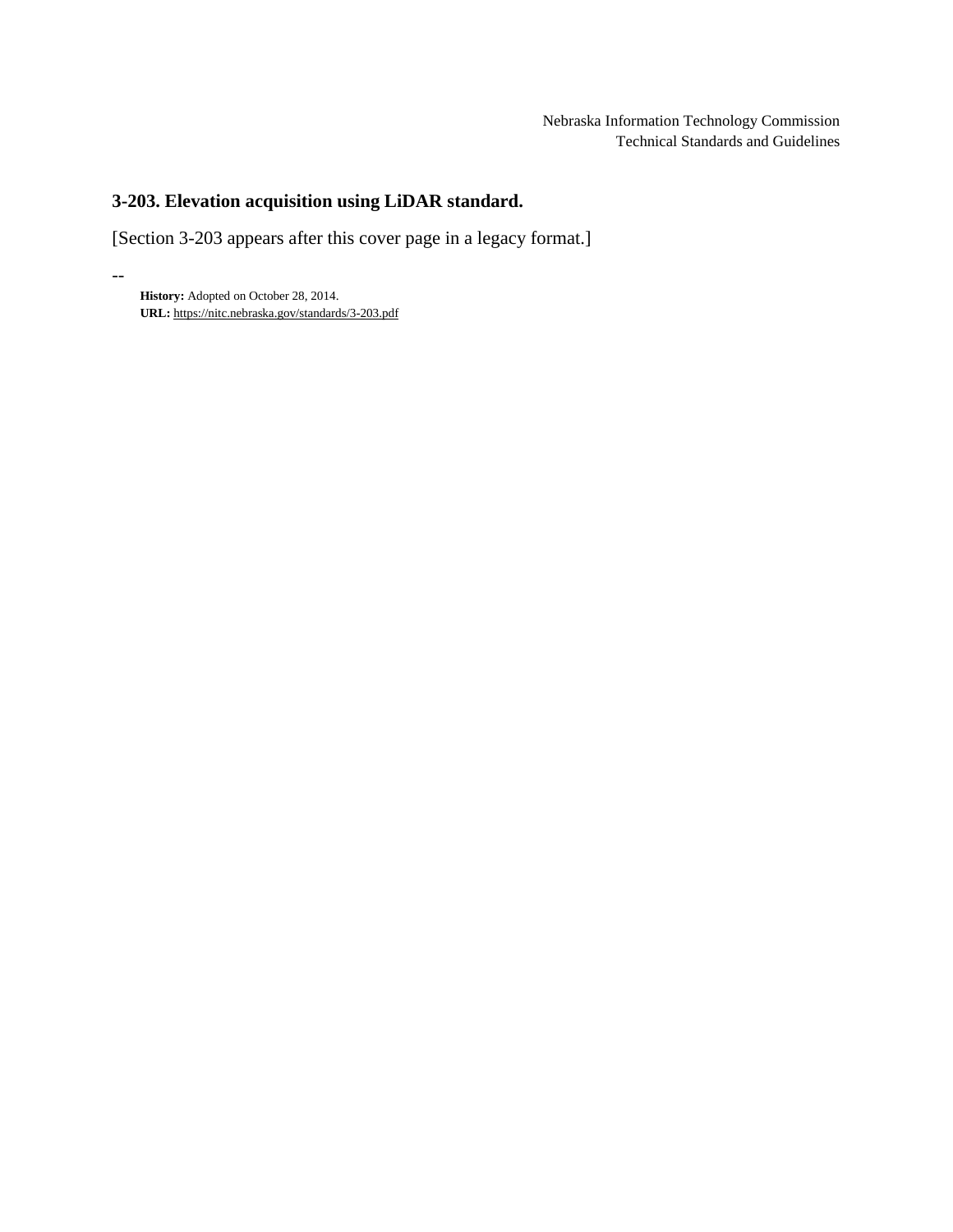Nebraska Information Technology Commission
Technical Standards and Guidelines

## 3-203. Elevation acquisition using LiDAR standard.

[Section 3-203 appears after this cover page in a legacy format.]

--

**History:** Adopted on October 28, 2014.
**URL:** https://nitc.nebraska.gov/standards/3-203.pdf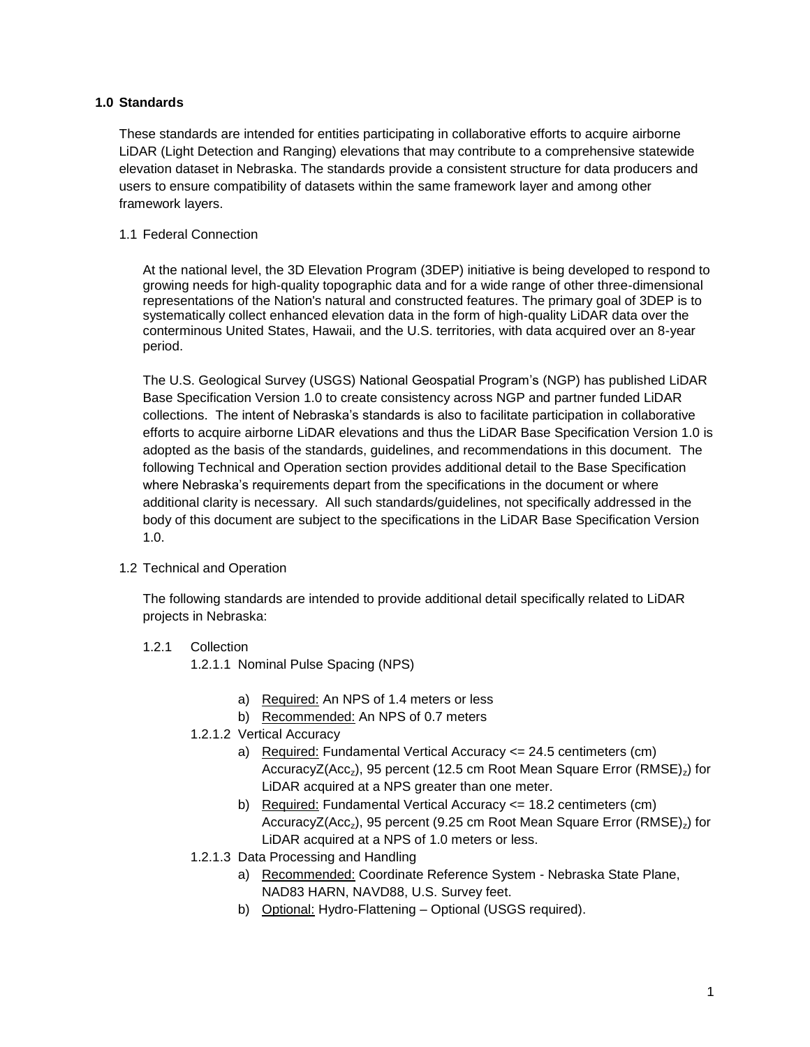## 1.0 Standards

These standards are intended for entities participating in collaborative efforts to acquire airborne LiDAR (Light Detection and Ranging) elevations that may contribute to a comprehensive statewide elevation dataset in Nebraska. The standards provide a consistent structure for data producers and users to ensure compatibility of datasets within the same framework layer and among other framework layers.

### 1.1 Federal Connection

At the national level, the 3D Elevation Program (3DEP) initiative is being developed to respond to growing needs for high-quality topographic data and for a wide range of other three-dimensional representations of the Nation's natural and constructed features. The primary goal of 3DEP is to systematically collect enhanced elevation data in the form of high-quality LiDAR data over the conterminous United States, Hawaii, and the U.S. territories, with data acquired over an 8-year period.

The U.S. Geological Survey (USGS) National Geospatial Program's (NGP) has published LiDAR Base Specification Version 1.0 to create consistency across NGP and partner funded LiDAR collections. The intent of Nebraska's standards is also to facilitate participation in collaborative efforts to acquire airborne LiDAR elevations and thus the LiDAR Base Specification Version 1.0 is adopted as the basis of the standards, guidelines, and recommendations in this document. The following Technical and Operation section provides additional detail to the Base Specification where Nebraska's requirements depart from the specifications in the document or where additional clarity is necessary. All such standards/guidelines, not specifically addressed in the body of this document are subject to the specifications in the LiDAR Base Specification Version 1.0.

### 1.2 Technical and Operation

The following standards are intended to provide additional detail specifically related to LiDAR projects in Nebraska:

#### 1.2.1 Collection

##### 1.2.1.1 Nominal Pulse Spacing (NPS)

a) Required: An NPS of 1.4 meters or less
b) Recommended: An NPS of 0.7 meters

##### 1.2.1.2 Vertical Accuracy

a) Required: Fundamental Vertical Accuracy <= 24.5 centimeters (cm) AccuracyZ($Acc_z$), 95 percent (12.5 cm Root Mean Square Error $(RMSE)_z$) for LiDAR acquired at a NPS greater than one meter.
b) Required: Fundamental Vertical Accuracy <= 18.2 centimeters (cm) AccuracyZ($Acc_z$), 95 percent (9.25 cm Root Mean Square Error $(RMSE)_z$) for LiDAR acquired at a NPS of 1.0 meters or less.

##### 1.2.1.3 Data Processing and Handling

a) Recommended: Coordinate Reference System - Nebraska State Plane, NAD83 HARN, NAVD88, U.S. Survey feet.
b) Optional: Hydro-Flattening – Optional (USGS required).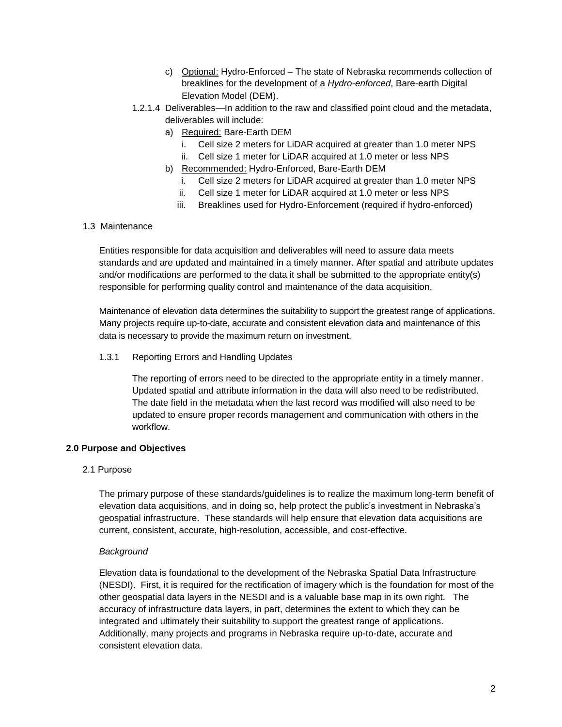c) Optional: Hydro-Enforced – The state of Nebraska recommends collection of breaklines for the development of a *Hydro-enforced*, Bare-earth Digital Elevation Model (DEM).

1.2.1.4 Deliverables—In addition to the raw and classified point cloud and the metadata, deliverables will include:

a) Required: Bare-Earth DEM
   i. Cell size 2 meters for LiDAR acquired at greater than 1.0 meter NPS
   ii. Cell size 1 meter for LiDAR acquired at 1.0 meter or less NPS

b) Recommended: Hydro-Enforced, Bare-Earth DEM
   i. Cell size 2 meters for LiDAR acquired at greater than 1.0 meter NPS
   ii. Cell size 1 meter for LiDAR acquired at 1.0 meter or less NPS
   iii. Breaklines used for Hydro-Enforcement (required if hydro-enforced)

### 1.3 Maintenance

Entities responsible for data acquisition and deliverables will need to assure data meets standards and are updated and maintained in a timely manner. After spatial and attribute updates and/or modifications are performed to the data it shall be submitted to the appropriate entity(s) responsible for performing quality control and maintenance of the data acquisition.

Maintenance of elevation data determines the suitability to support the greatest range of applications. Many projects require up-to-date, accurate and consistent elevation data and maintenance of this data is necessary to provide the maximum return on investment.

#### 1.3.1 Reporting Errors and Handling Updates

The reporting of errors need to be directed to the appropriate entity in a timely manner. Updated spatial and attribute information in the data will also need to be redistributed. The date field in the metadata when the last record was modified will also need to be updated to ensure proper records management and communication with others in the workflow.

## 2.0 Purpose and Objectives

### 2.1 Purpose

The primary purpose of these standards/guidelines is to realize the maximum long-term benefit of elevation data acquisitions, and in doing so, help protect the public's investment in Nebraska's geospatial infrastructure. These standards will help ensure that elevation data acquisitions are current, consistent, accurate, high-resolution, accessible, and cost-effective.

*Background*

Elevation data is foundational to the development of the Nebraska Spatial Data Infrastructure (NESDI). First, it is required for the rectification of imagery which is the foundation for most of the other geospatial data layers in the NESDI and is a valuable base map in its own right. The accuracy of infrastructure data layers, in part, determines the extent to which they can be integrated and ultimately their suitability to support the greatest range of applications. Additionally, many projects and programs in Nebraska require up-to-date, accurate and consistent elevation data.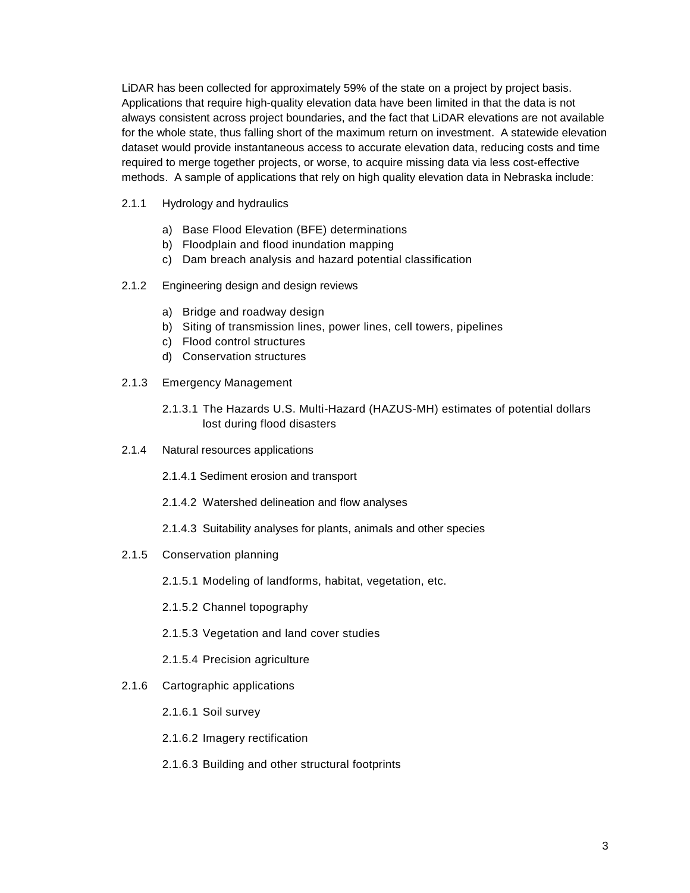LiDAR has been collected for approximately 59% of the state on a project by project basis. Applications that require high-quality elevation data have been limited in that the data is not always consistent across project boundaries, and the fact that LiDAR elevations are not available for the whole state, thus falling short of the maximum return on investment. A statewide elevation dataset would provide instantaneous access to accurate elevation data, reducing costs and time required to merge together projects, or worse, to acquire missing data via less cost-effective methods. A sample of applications that rely on high quality elevation data in Nebraska include:

2.1.1 Hydrology and hydraulics

- a) Base Flood Elevation (BFE) determinations
- b) Floodplain and flood inundation mapping
- c) Dam breach analysis and hazard potential classification

2.1.2 Engineering design and design reviews

- a) Bridge and roadway design
- b) Siting of transmission lines, power lines, cell towers, pipelines
- c) Flood control structures
- d) Conservation structures

2.1.3 Emergency Management

- 2.1.3.1 The Hazards U.S. Multi-Hazard (HAZUS-MH) estimates of potential dollars lost during flood disasters

2.1.4 Natural resources applications

- 2.1.4.1 Sediment erosion and transport
- 2.1.4.2 Watershed delineation and flow analyses
- 2.1.4.3 Suitability analyses for plants, animals and other species

2.1.5 Conservation planning

- 2.1.5.1 Modeling of landforms, habitat, vegetation, etc.
- 2.1.5.2 Channel topography
- 2.1.5.3 Vegetation and land cover studies
- 2.1.5.4 Precision agriculture

2.1.6 Cartographic applications

- 2.1.6.1 Soil survey
- 2.1.6.2 Imagery rectification
- 2.1.6.3 Building and other structural footprints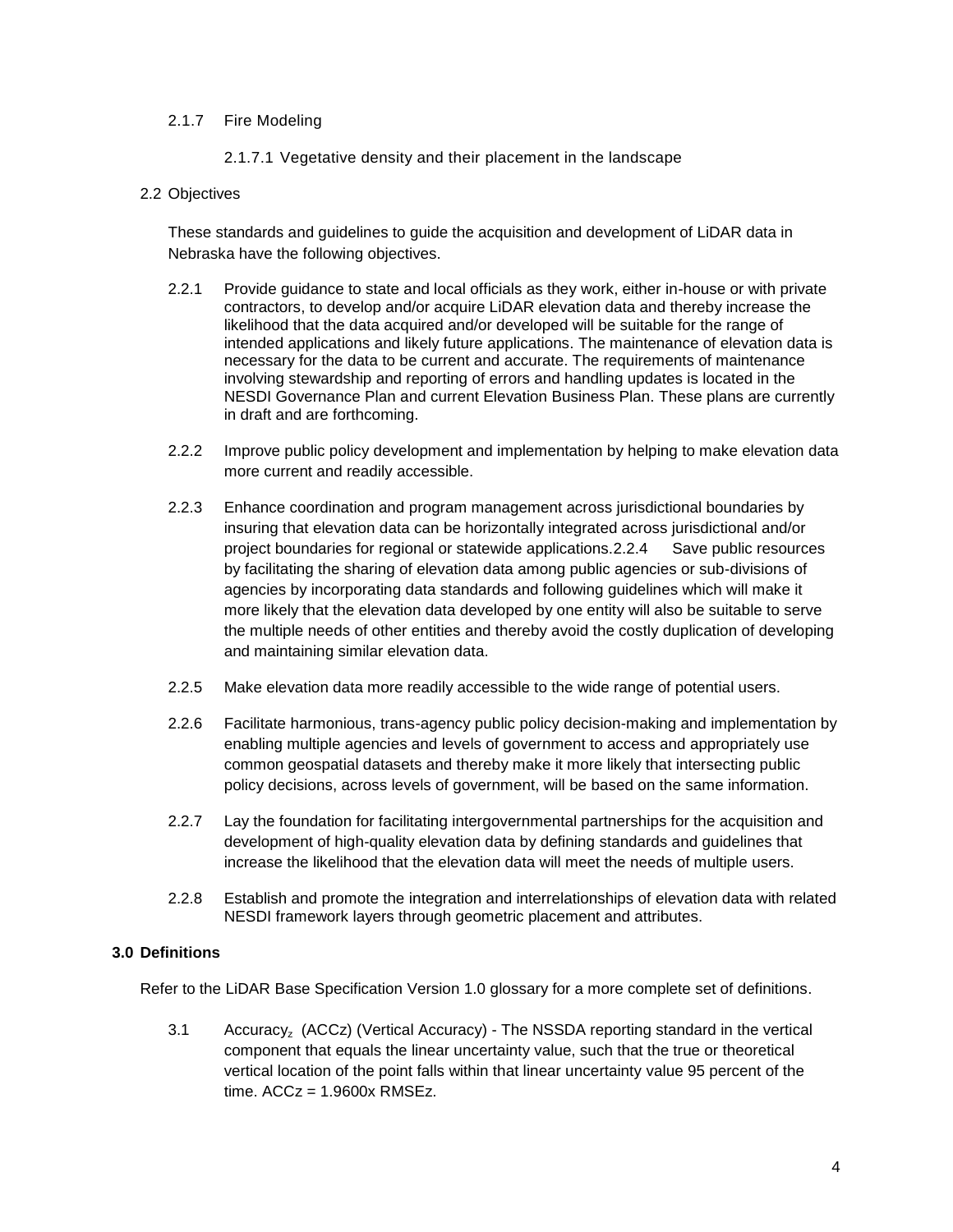2.1.7 Fire Modeling

2.1.7.1 Vegetative density and their placement in the landscape

2.2 Objectives

These standards and guidelines to guide the acquisition and development of LiDAR data in Nebraska have the following objectives.

2.2.1 Provide guidance to state and local officials as they work, either in-house or with private contractors, to develop and/or acquire LiDAR elevation data and thereby increase the likelihood that the data acquired and/or developed will be suitable for the range of intended applications and likely future applications. The maintenance of elevation data is necessary for the data to be current and accurate. The requirements of maintenance involving stewardship and reporting of errors and handling updates is located in the NESDI Governance Plan and current Elevation Business Plan. These plans are currently in draft and are forthcoming.

2.2.2 Improve public policy development and implementation by helping to make elevation data more current and readily accessible.

2.2.3 Enhance coordination and program management across jurisdictional boundaries by insuring that elevation data can be horizontally integrated across jurisdictional and/or project boundaries for regional or statewide applications.2.2.4 Save public resources by facilitating the sharing of elevation data among public agencies or sub-divisions of agencies by incorporating data standards and following guidelines which will make it more likely that the elevation data developed by one entity will also be suitable to serve the multiple needs of other entities and thereby avoid the costly duplication of developing and maintaining similar elevation data.

2.2.5 Make elevation data more readily accessible to the wide range of potential users.

2.2.6 Facilitate harmonious, trans-agency public policy decision-making and implementation by enabling multiple agencies and levels of government to access and appropriately use common geospatial datasets and thereby make it more likely that intersecting public policy decisions, across levels of government, will be based on the same information.

2.2.7 Lay the foundation for facilitating intergovernmental partnerships for the acquisition and development of high-quality elevation data by defining standards and guidelines that increase the likelihood that the elevation data will meet the needs of multiple users.

2.2.8 Establish and promote the integration and interrelationships of elevation data with related NESDI framework layers through geometric placement and attributes.

## 3.0 Definitions

Refer to the LiDAR Base Specification Version 1.0 glossary for a more complete set of definitions.

3.1 $Accuracy_z$ (ACCz) (Vertical Accuracy) - The NSSDA reporting standard in the vertical component that equals the linear uncertainty value, such that the true or theoretical vertical location of the point falls within that linear uncertainty value 95 percent of the time. ACCz = 1.9600x RMSEz.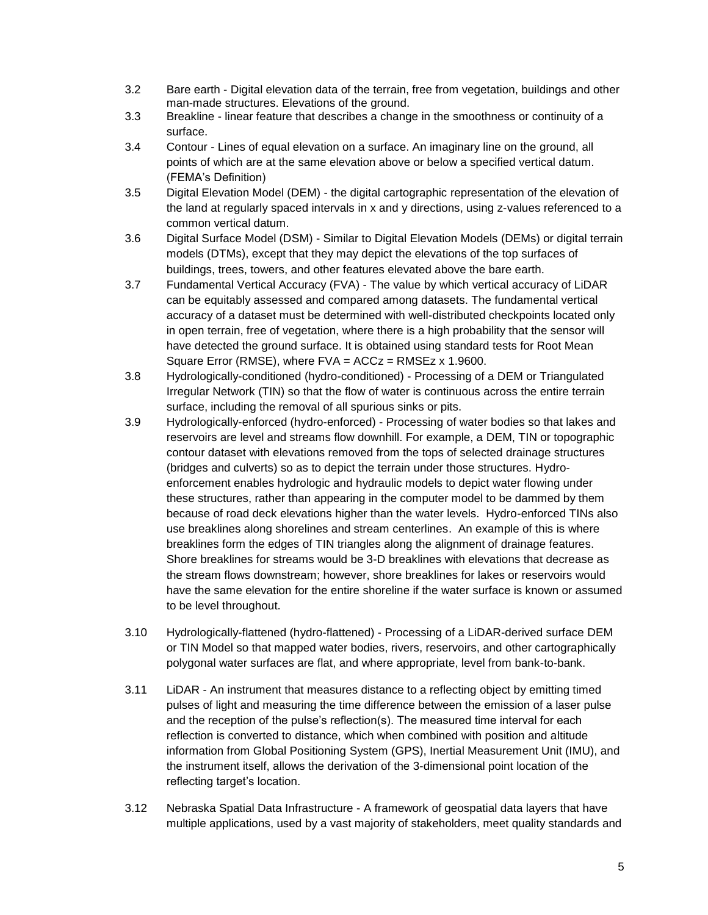3.2 Bare earth - Digital elevation data of the terrain, free from vegetation, buildings and other man-made structures. Elevations of the ground.

3.3 Breakline - linear feature that describes a change in the smoothness or continuity of a surface.

3.4 Contour - Lines of equal elevation on a surface. An imaginary line on the ground, all points of which are at the same elevation above or below a specified vertical datum. (FEMA's Definition)

3.5 Digital Elevation Model (DEM) - the digital cartographic representation of the elevation of the land at regularly spaced intervals in x and y directions, using z-values referenced to a common vertical datum.

3.6 Digital Surface Model (DSM) - Similar to Digital Elevation Models (DEMs) or digital terrain models (DTMs), except that they may depict the elevations of the top surfaces of buildings, trees, towers, and other features elevated above the bare earth.

3.7 Fundamental Vertical Accuracy (FVA) - The value by which vertical accuracy of LiDAR can be equitably assessed and compared among datasets. The fundamental vertical accuracy of a dataset must be determined with well-distributed checkpoints located only in open terrain, free of vegetation, where there is a high probability that the sensor will have detected the ground surface. It is obtained using standard tests for Root Mean Square Error (RMSE), where FVA = ACCz = RMSEz x 1.9600.

3.8 Hydrologically-conditioned (hydro-conditioned) - Processing of a DEM or Triangulated Irregular Network (TIN) so that the flow of water is continuous across the entire terrain surface, including the removal of all spurious sinks or pits.

3.9 Hydrologically-enforced (hydro-enforced) - Processing of water bodies so that lakes and reservoirs are level and streams flow downhill. For example, a DEM, TIN or topographic contour dataset with elevations removed from the tops of selected drainage structures (bridges and culverts) so as to depict the terrain under those structures. Hydro-enforcement enables hydrologic and hydraulic models to depict water flowing under these structures, rather than appearing in the computer model to be dammed by them because of road deck elevations higher than the water levels. Hydro-enforced TINs also use breaklines along shorelines and stream centerlines. An example of this is where breaklines form the edges of TIN triangles along the alignment of drainage features. Shore breaklines for streams would be 3-D breaklines with elevations that decrease as the stream flows downstream; however, shore breaklines for lakes or reservoirs would have the same elevation for the entire shoreline if the water surface is known or assumed to be level throughout.

3.10 Hydrologically-flattened (hydro-flattened) - Processing of a LiDAR-derived surface DEM or TIN Model so that mapped water bodies, rivers, reservoirs, and other cartographically polygonal water surfaces are flat, and where appropriate, level from bank-to-bank.

3.11 LiDAR - An instrument that measures distance to a reflecting object by emitting timed pulses of light and measuring the time difference between the emission of a laser pulse and the reception of the pulse's reflection(s). The measured time interval for each reflection is converted to distance, which when combined with position and altitude information from Global Positioning System (GPS), Inertial Measurement Unit (IMU), and the instrument itself, allows the derivation of the 3-dimensional point location of the reflecting target's location.

3.12 Nebraska Spatial Data Infrastructure - A framework of geospatial data layers that have multiple applications, used by a vast majority of stakeholders, meet quality standards and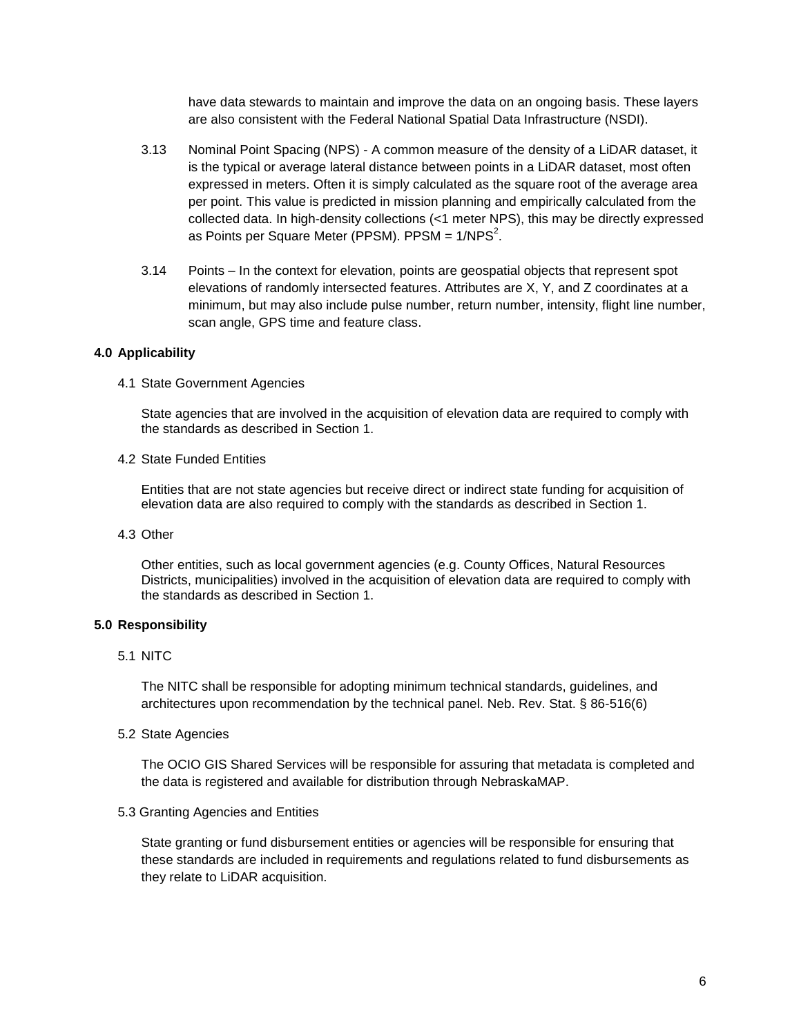have data stewards to maintain and improve the data on an ongoing basis. These layers are also consistent with the Federal National Spatial Data Infrastructure (NSDI).

3.13 Nominal Point Spacing (NPS) - A common measure of the density of a LiDAR dataset, it is the typical or average lateral distance between points in a LiDAR dataset, most often expressed in meters. Often it is simply calculated as the square root of the average area per point. This value is predicted in mission planning and empirically calculated from the collected data. In high-density collections (<1 meter NPS), this may be directly expressed as Points per Square Meter (PPSM). $PPSM = 1/NPS^2$.

3.14 Points – In the context for elevation, points are geospatial objects that represent spot elevations of randomly intersected features. Attributes are X, Y, and Z coordinates at a minimum, but may also include pulse number, return number, intensity, flight line number, scan angle, GPS time and feature class.

## 4.0 Applicability

4.1 State Government Agencies

State agencies that are involved in the acquisition of elevation data are required to comply with the standards as described in Section 1.

4.2 State Funded Entities

Entities that are not state agencies but receive direct or indirect state funding for acquisition of elevation data are also required to comply with the standards as described in Section 1.

4.3 Other

Other entities, such as local government agencies (e.g. County Offices, Natural Resources Districts, municipalities) involved in the acquisition of elevation data are required to comply with the standards as described in Section 1.

## 5.0 Responsibility

5.1 NITC

The NITC shall be responsible for adopting minimum technical standards, guidelines, and architectures upon recommendation by the technical panel. Neb. Rev. Stat. § 86-516(6)

5.2 State Agencies

The OCIO GIS Shared Services will be responsible for assuring that metadata is completed and the data is registered and available for distribution through NebraskaMAP.

5.3 Granting Agencies and Entities

State granting or fund disbursement entities or agencies will be responsible for ensuring that these standards are included in requirements and regulations related to fund disbursements as they relate to LiDAR acquisition.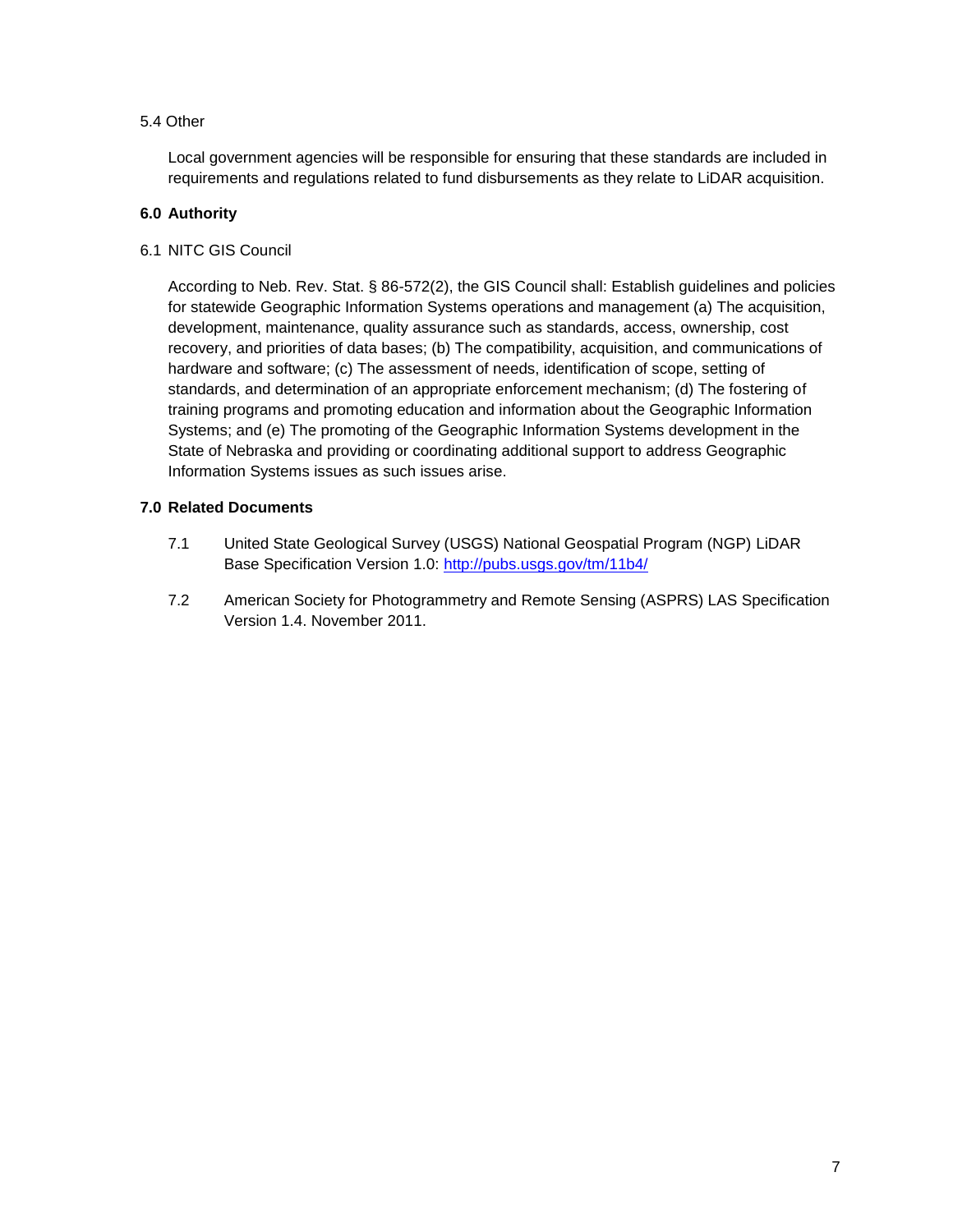5.4 Other

Local government agencies will be responsible for ensuring that these standards are included in requirements and regulations related to fund disbursements as they relate to LiDAR acquisition.

## 6.0 Authority

6.1 NITC GIS Council

According to Neb. Rev. Stat. § 86-572(2), the GIS Council shall: Establish guidelines and policies for statewide Geographic Information Systems operations and management (a) The acquisition, development, maintenance, quality assurance such as standards, access, ownership, cost recovery, and priorities of data bases; (b) The compatibility, acquisition, and communications of hardware and software; (c) The assessment of needs, identification of scope, setting of standards, and determination of an appropriate enforcement mechanism; (d) The fostering of training programs and promoting education and information about the Geographic Information Systems; and (e) The promoting of the Geographic Information Systems development in the State of Nebraska and providing or coordinating additional support to address Geographic Information Systems issues as such issues arise.

## 7.0 Related Documents

7.1 United State Geological Survey (USGS) National Geospatial Program (NGP) LiDAR Base Specification Version 1.0: [http://pubs.usgs.gov/tm/11b4/](http://pubs.usgs.gov/tm/11b4/)

7.2 American Society for Photogrammetry and Remote Sensing (ASPRS) LAS Specification Version 1.4. November 2011.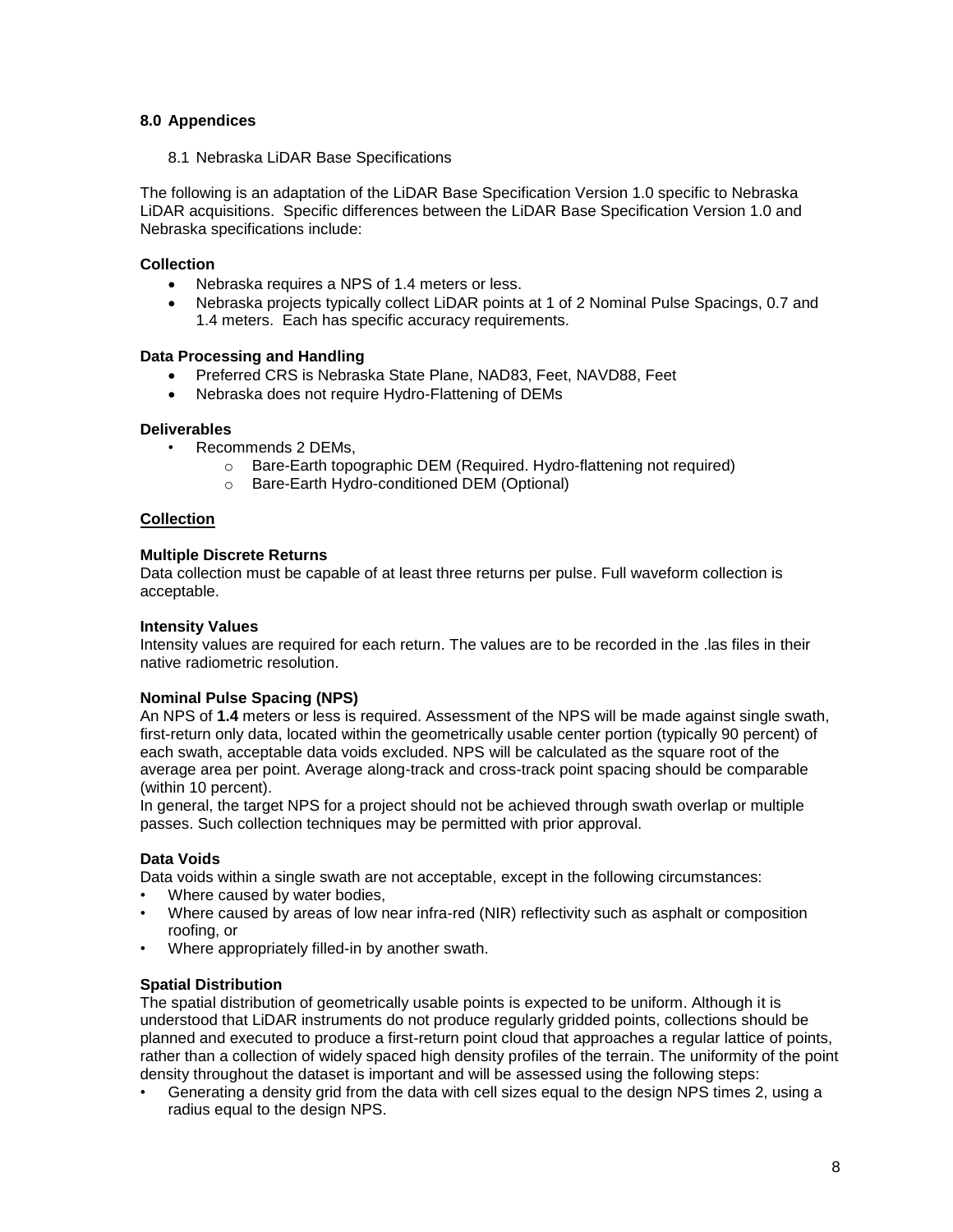## 8.0 Appendices

### 8.1 Nebraska LiDAR Base Specifications

The following is an adaptation of the LiDAR Base Specification Version 1.0 specific to Nebraska LiDAR acquisitions. Specific differences between the LiDAR Base Specification Version 1.0 and Nebraska specifications include:

**Collection**

- Nebraska requires a NPS of 1.4 meters or less.
- Nebraska projects typically collect LiDAR points at 1 of 2 Nominal Pulse Spacings, 0.7 and 1.4 meters. Each has specific accuracy requirements.

**Data Processing and Handling**

- Preferred CRS is Nebraska State Plane, NAD83, Feet, NAVD88, Feet
- Nebraska does not require Hydro-Flattening of DEMs

**Deliverables**

- Recommends 2 DEMs,
  - Bare-Earth topographic DEM (Required. Hydro-flattening not required)
  - Bare-Earth Hydro-conditioned DEM (Optional)

#### Collection

**Multiple Discrete Returns**

Data collection must be capable of at least three returns per pulse. Full waveform collection is acceptable.

**Intensity Values**

Intensity values are required for each return. The values are to be recorded in the .las files in their native radiometric resolution.

**Nominal Pulse Spacing (NPS)**

An NPS of **1.4** meters or less is required. Assessment of the NPS will be made against single swath, first-return only data, located within the geometrically usable center portion (typically 90 percent) of each swath, acceptable data voids excluded. NPS will be calculated as the square root of the average area per point. Average along-track and cross-track point spacing should be comparable (within 10 percent).

In general, the target NPS for a project should not be achieved through swath overlap or multiple passes. Such collection techniques may be permitted with prior approval.

**Data Voids**

Data voids within a single swath are not acceptable, except in the following circumstances:

- Where caused by water bodies,
- Where caused by areas of low near infra-red (NIR) reflectivity such as asphalt or composition roofing, or
- Where appropriately filled-in by another swath.

**Spatial Distribution**

The spatial distribution of geometrically usable points is expected to be uniform. Although it is understood that LiDAR instruments do not produce regularly gridded points, collections should be planned and executed to produce a first-return point cloud that approaches a regular lattice of points, rather than a collection of widely spaced high density profiles of the terrain. The uniformity of the point density throughout the dataset is important and will be assessed using the following steps:

- Generating a density grid from the data with cell sizes equal to the design NPS times 2, using a radius equal to the design NPS.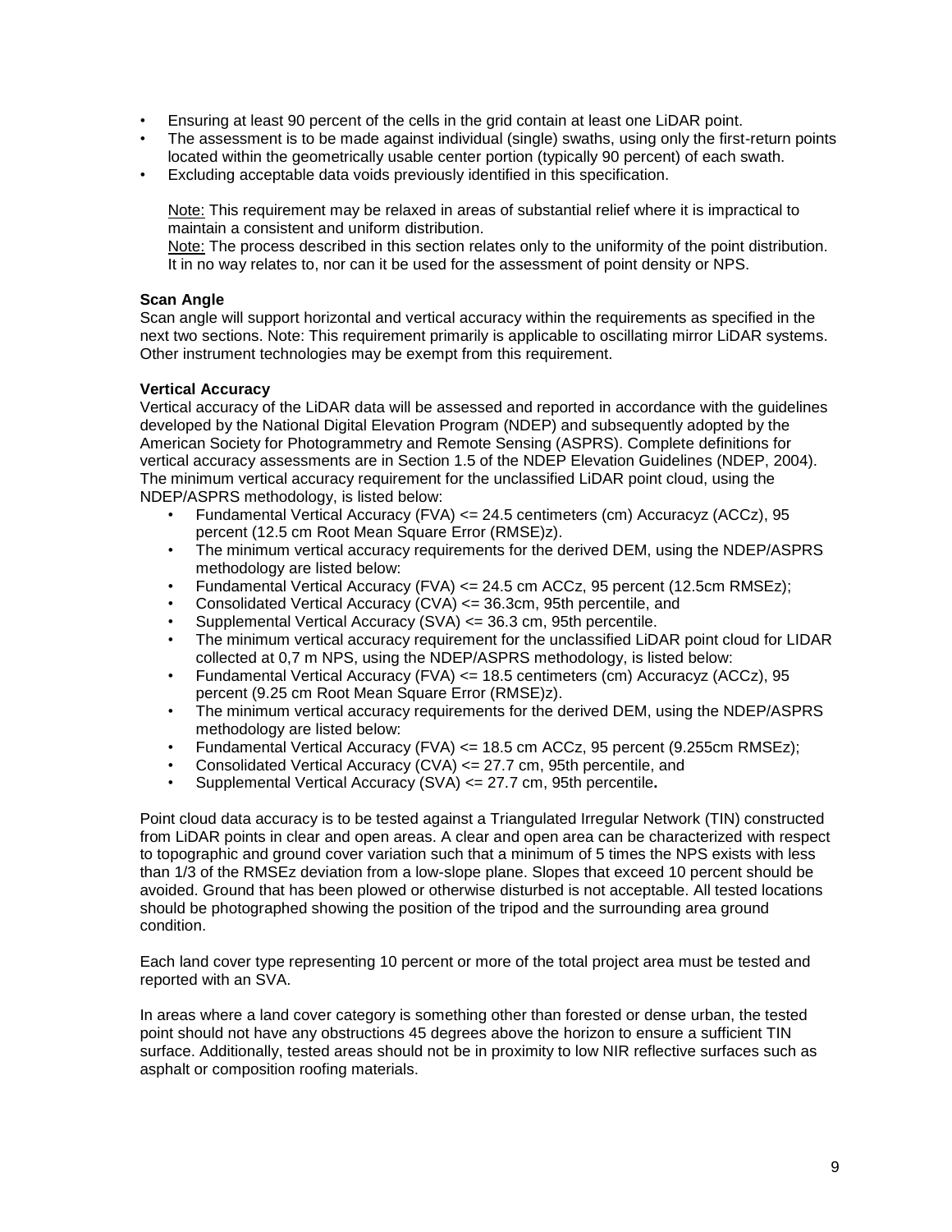- Ensuring at least 90 percent of the cells in the grid contain at least one LiDAR point.
- The assessment is to be made against individual (single) swaths, using only the first-return points located within the geometrically usable center portion (typically 90 percent) of each swath.
- Excluding acceptable data voids previously identified in this specification.

  Note: This requirement may be relaxed in areas of substantial relief where it is impractical to maintain a consistent and uniform distribution.
  Note: The process described in this section relates only to the uniformity of the point distribution. It in no way relates to, nor can it be used for the assessment of point density or NPS.

**Scan Angle**
Scan angle will support horizontal and vertical accuracy within the requirements as specified in the next two sections. Note: This requirement primarily is applicable to oscillating mirror LiDAR systems. Other instrument technologies may be exempt from this requirement.

**Vertical Accuracy**
Vertical accuracy of the LiDAR data will be assessed and reported in accordance with the guidelines developed by the National Digital Elevation Program (NDEP) and subsequently adopted by the American Society for Photogrammetry and Remote Sensing (ASPRS). Complete definitions for vertical accuracy assessments are in Section 1.5 of the NDEP Elevation Guidelines (NDEP, 2004). The minimum vertical accuracy requirement for the unclassified LiDAR point cloud, using the NDEP/ASPRS methodology, is listed below:

- Fundamental Vertical Accuracy (FVA) <= 24.5 centimeters (cm) Accuracyz (ACCz), 95 percent (12.5 cm Root Mean Square Error (RMSE)z).
- The minimum vertical accuracy requirements for the derived DEM, using the NDEP/ASPRS methodology are listed below:
- Fundamental Vertical Accuracy (FVA) <= 24.5 cm ACCz, 95 percent (12.5cm RMSEz);
- Consolidated Vertical Accuracy (CVA) <= 36.3cm, 95th percentile, and
- Supplemental Vertical Accuracy (SVA) <= 36.3 cm, 95th percentile.
- The minimum vertical accuracy requirement for the unclassified LiDAR point cloud for LIDAR collected at 0,7 m NPS, using the NDEP/ASPRS methodology, is listed below:
- Fundamental Vertical Accuracy (FVA) <= 18.5 centimeters (cm) Accuracyz (ACCz), 95 percent (9.25 cm Root Mean Square Error (RMSE)z).
- The minimum vertical accuracy requirements for the derived DEM, using the NDEP/ASPRS methodology are listed below:
- Fundamental Vertical Accuracy (FVA) <= 18.5 cm ACCz, 95 percent (9.255cm RMSEz);
- Consolidated Vertical Accuracy (CVA) <= 27.7 cm, 95th percentile, and
- Supplemental Vertical Accuracy (SVA) <= 27.7 cm, 95th percentile**.**

Point cloud data accuracy is to be tested against a Triangulated Irregular Network (TIN) constructed from LiDAR points in clear and open areas. A clear and open area can be characterized with respect to topographic and ground cover variation such that a minimum of 5 times the NPS exists with less than 1/3 of the RMSEz deviation from a low-slope plane. Slopes that exceed 10 percent should be avoided. Ground that has been plowed or otherwise disturbed is not acceptable. All tested locations should be photographed showing the position of the tripod and the surrounding area ground condition.

Each land cover type representing 10 percent or more of the total project area must be tested and reported with an SVA.

In areas where a land cover category is something other than forested or dense urban, the tested point should not have any obstructions 45 degrees above the horizon to ensure a sufficient TIN surface. Additionally, tested areas should not be in proximity to low NIR reflective surfaces such as asphalt or composition roofing materials.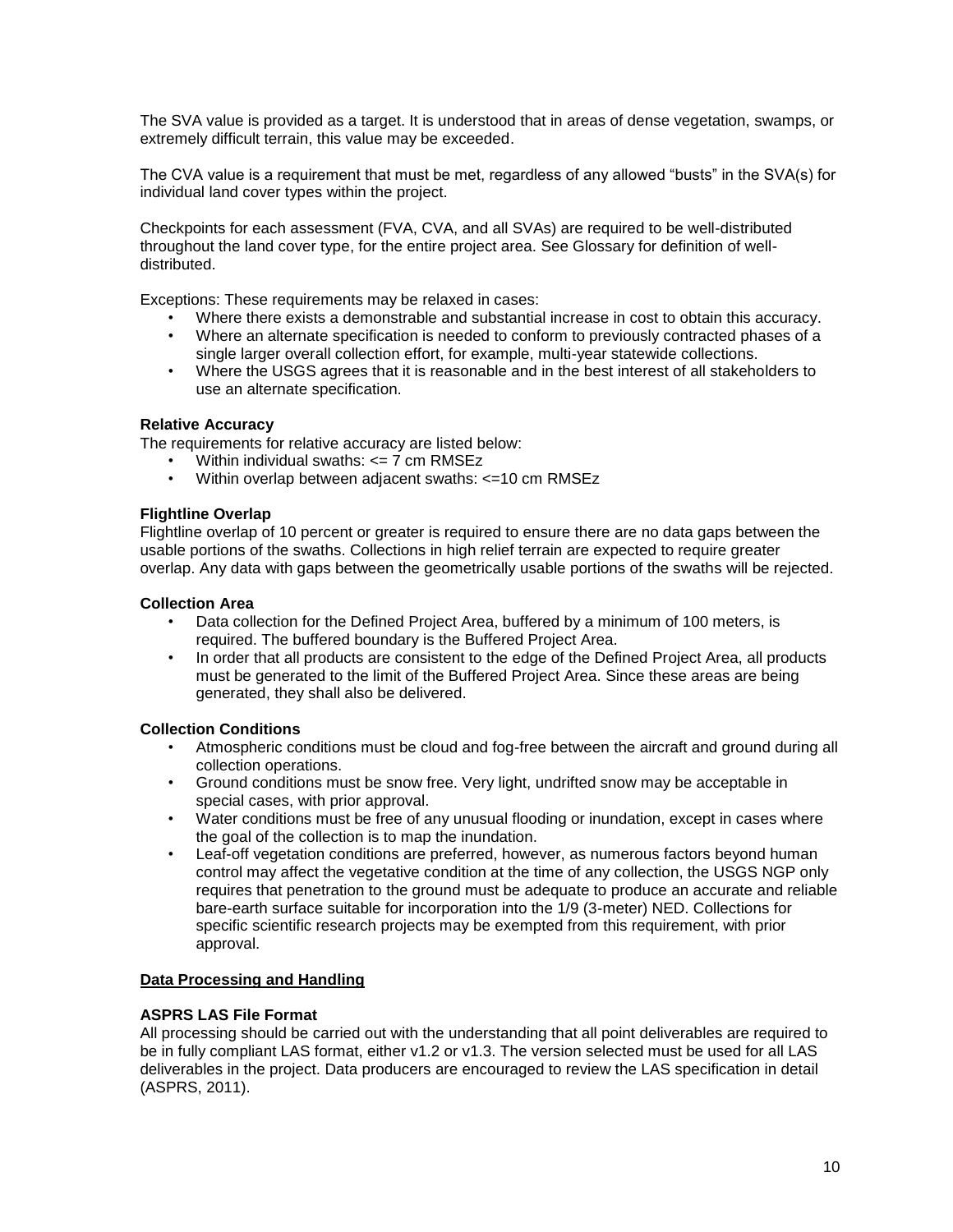The SVA value is provided as a target. It is understood that in areas of dense vegetation, swamps, or extremely difficult terrain, this value may be exceeded.

The CVA value is a requirement that must be met, regardless of any allowed "busts" in the SVA(s) for individual land cover types within the project.

Checkpoints for each assessment (FVA, CVA, and all SVAs) are required to be well-distributed throughout the land cover type, for the entire project area. See Glossary for definition of well-distributed.

Exceptions: These requirements may be relaxed in cases:

- Where there exists a demonstrable and substantial increase in cost to obtain this accuracy.
- Where an alternate specification is needed to conform to previously contracted phases of a single larger overall collection effort, for example, multi-year statewide collections.
- Where the USGS agrees that it is reasonable and in the best interest of all stakeholders to use an alternate specification.

**Relative Accuracy**

The requirements for relative accuracy are listed below:

- Within individual swaths: <= 7 cm RMSEz
- Within overlap between adjacent swaths: <=10 cm RMSEz

**Flightline Overlap**

Flightline overlap of 10 percent or greater is required to ensure there are no data gaps between the usable portions of the swaths. Collections in high relief terrain are expected to require greater overlap. Any data with gaps between the geometrically usable portions of the swaths will be rejected.

**Collection Area**

- Data collection for the Defined Project Area, buffered by a minimum of 100 meters, is required. The buffered boundary is the Buffered Project Area.
- In order that all products are consistent to the edge of the Defined Project Area, all products must be generated to the limit of the Buffered Project Area. Since these areas are being generated, they shall also be delivered.

**Collection Conditions**

- Atmospheric conditions must be cloud and fog-free between the aircraft and ground during all collection operations.
- Ground conditions must be snow free. Very light, undrifted snow may be acceptable in special cases, with prior approval.
- Water conditions must be free of any unusual flooding or inundation, except in cases where the goal of the collection is to map the inundation.
- Leaf-off vegetation conditions are preferred, however, as numerous factors beyond human control may affect the vegetative condition at the time of any collection, the USGS NGP only requires that penetration to the ground must be adequate to produce an accurate and reliable bare-earth surface suitable for incorporation into the 1/9 (3-meter) NED. Collections for specific scientific research projects may be exempted from this requirement, with prior approval.

## Data Processing and Handling

**ASPRS LAS File Format**

All processing should be carried out with the understanding that all point deliverables are required to be in fully compliant LAS format, either v1.2 or v1.3. The version selected must be used for all LAS deliverables in the project. Data producers are encouraged to review the LAS specification in detail (ASPRS, 2011).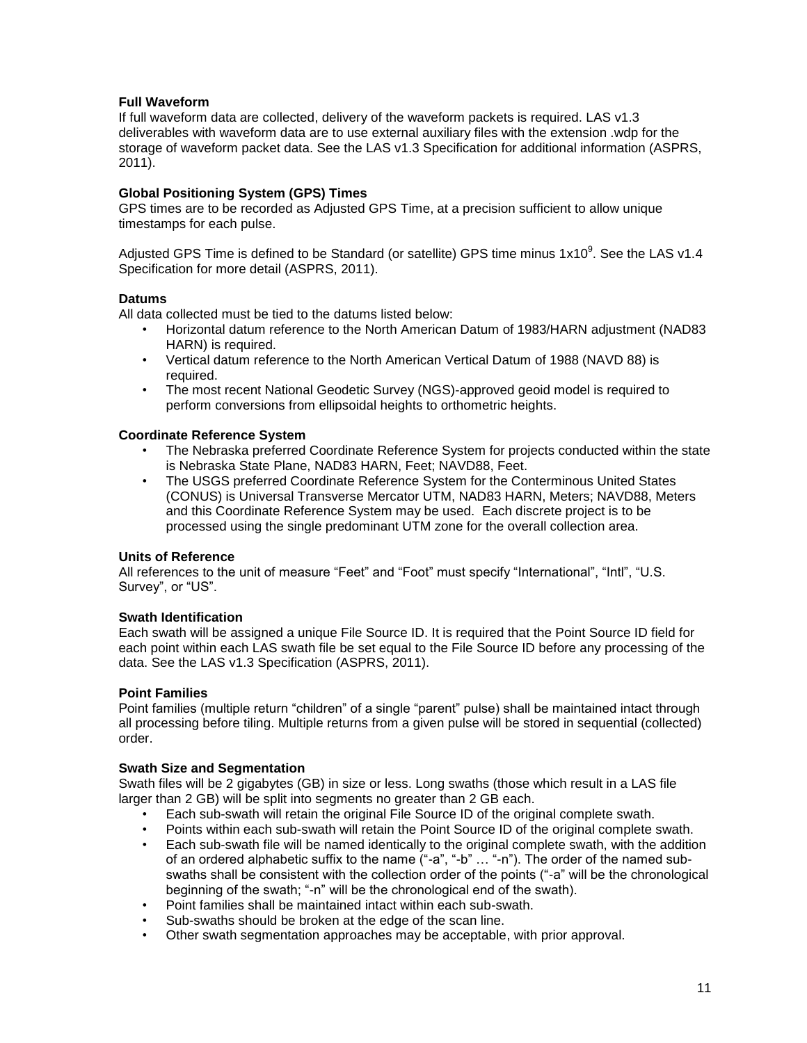### Full Waveform

If full waveform data are collected, delivery of the waveform packets is required. LAS v1.3 deliverables with waveform data are to use external auxiliary files with the extension .wdp for the storage of waveform packet data. See the LAS v1.3 Specification for additional information (ASPRS, 2011).

### Global Positioning System (GPS) Times

GPS times are to be recorded as Adjusted GPS Time, at a precision sufficient to allow unique timestamps for each pulse.

Adjusted GPS Time is defined to be Standard (or satellite) GPS time minus $1x10^9$. See the LAS v1.4 Specification for more detail (ASPRS, 2011).

### Datums

All data collected must be tied to the datums listed below:

- Horizontal datum reference to the North American Datum of 1983/HARN adjustment (NAD83 HARN) is required.
- Vertical datum reference to the North American Vertical Datum of 1988 (NAVD 88) is required.
- The most recent National Geodetic Survey (NGS)-approved geoid model is required to perform conversions from ellipsoidal heights to orthometric heights.

### Coordinate Reference System

- The Nebraska preferred Coordinate Reference System for projects conducted within the state is Nebraska State Plane, NAD83 HARN, Feet; NAVD88, Feet.
- The USGS preferred Coordinate Reference System for the Conterminous United States (CONUS) is Universal Transverse Mercator UTM, NAD83 HARN, Meters; NAVD88, Meters and this Coordinate Reference System may be used. Each discrete project is to be processed using the single predominant UTM zone for the overall collection area.

### Units of Reference

All references to the unit of measure "Feet" and "Foot" must specify "International", "Intl", "U.S. Survey", or "US".

### Swath Identification

Each swath will be assigned a unique File Source ID. It is required that the Point Source ID field for each point within each LAS swath file be set equal to the File Source ID before any processing of the data. See the LAS v1.3 Specification (ASPRS, 2011).

### Point Families

Point families (multiple return "children" of a single "parent" pulse) shall be maintained intact through all processing before tiling. Multiple returns from a given pulse will be stored in sequential (collected) order.

### Swath Size and Segmentation

Swath files will be 2 gigabytes (GB) in size or less. Long swaths (those which result in a LAS file larger than 2 GB) will be split into segments no greater than 2 GB each.

- Each sub-swath will retain the original File Source ID of the original complete swath.
- Points within each sub-swath will retain the Point Source ID of the original complete swath.
- Each sub-swath file will be named identically to the original complete swath, with the addition of an ordered alphabetic suffix to the name ("-a", "-b" … "-n"). The order of the named sub-swaths shall be consistent with the collection order of the points ("-a" will be the chronological beginning of the swath; "-n" will be the chronological end of the swath).
- Point families shall be maintained intact within each sub-swath.
- Sub-swaths should be broken at the edge of the scan line.
- Other swath segmentation approaches may be acceptable, with prior approval.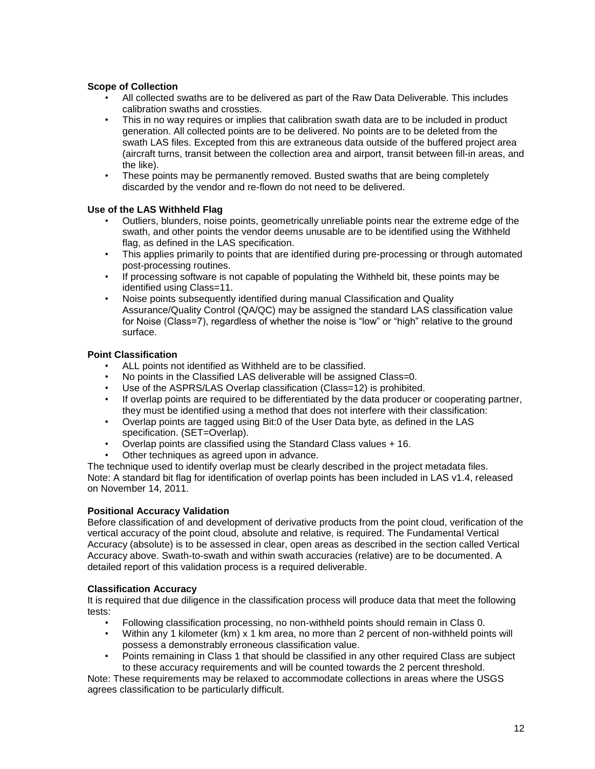**Scope of Collection**

- All collected swaths are to be delivered as part of the Raw Data Deliverable. This includes calibration swaths and crossties.
- This in no way requires or implies that calibration swath data are to be included in product generation. All collected points are to be delivered. No points are to be deleted from the swath LAS files. Excepted from this are extraneous data outside of the buffered project area (aircraft turns, transit between the collection area and airport, transit between fill-in areas, and the like).
- These points may be permanently removed. Busted swaths that are being completely discarded by the vendor and re-flown do not need to be delivered.

**Use of the LAS Withheld Flag**

- Outliers, blunders, noise points, geometrically unreliable points near the extreme edge of the swath, and other points the vendor deems unusable are to be identified using the Withheld flag, as defined in the LAS specification.
- This applies primarily to points that are identified during pre-processing or through automated post-processing routines.
- If processing software is not capable of populating the Withheld bit, these points may be identified using Class=11.
- Noise points subsequently identified during manual Classification and Quality Assurance/Quality Control (QA/QC) may be assigned the standard LAS classification value for Noise (Class=7), regardless of whether the noise is "low" or "high" relative to the ground surface.

**Point Classification**

- ALL points not identified as Withheld are to be classified.
- No points in the Classified LAS deliverable will be assigned Class=0.
- Use of the ASPRS/LAS Overlap classification (Class=12) is prohibited.
- If overlap points are required to be differentiated by the data producer or cooperating partner, they must be identified using a method that does not interfere with their classification:
- Overlap points are tagged using Bit:0 of the User Data byte, as defined in the LAS specification. (SET=Overlap).
- Overlap points are classified using the Standard Class values + 16.
- Other techniques as agreed upon in advance.

The technique used to identify overlap must be clearly described in the project metadata files.
Note: A standard bit flag for identification of overlap points has been included in LAS v1.4, released on November 14, 2011.

**Positional Accuracy Validation**

Before classification of and development of derivative products from the point cloud, verification of the vertical accuracy of the point cloud, absolute and relative, is required. The Fundamental Vertical Accuracy (absolute) is to be assessed in clear, open areas as described in the section called Vertical Accuracy above. Swath-to-swath and within swath accuracies (relative) are to be documented. A detailed report of this validation process is a required deliverable.

**Classification Accuracy**

It is required that due diligence in the classification process will produce data that meet the following tests:

- Following classification processing, no non-withheld points should remain in Class 0.
- Within any 1 kilometer (km) x 1 km area, no more than 2 percent of non-withheld points will possess a demonstrably erroneous classification value.
- Points remaining in Class 1 that should be classified in any other required Class are subject to these accuracy requirements and will be counted towards the 2 percent threshold.

Note: These requirements may be relaxed to accommodate collections in areas where the USGS agrees classification to be particularly difficult.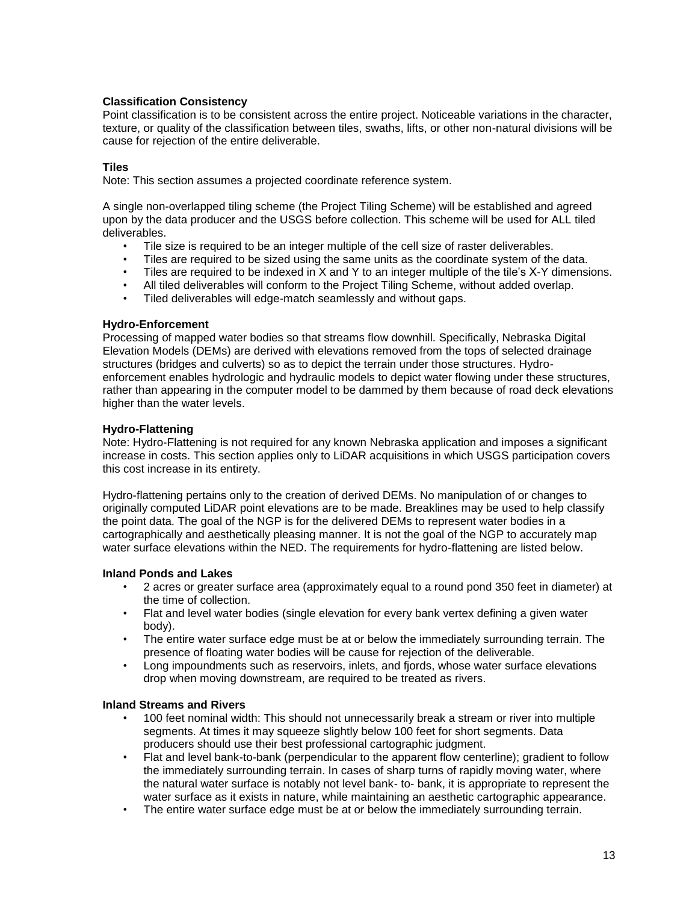**Classification Consistency**

Point classification is to be consistent across the entire project. Noticeable variations in the character, texture, or quality of the classification between tiles, swaths, lifts, or other non-natural divisions will be cause for rejection of the entire deliverable.

**Tiles**

Note: This section assumes a projected coordinate reference system.

A single non-overlapped tiling scheme (the Project Tiling Scheme) will be established and agreed upon by the data producer and the USGS before collection. This scheme will be used for ALL tiled deliverables.

- Tile size is required to be an integer multiple of the cell size of raster deliverables.
- Tiles are required to be sized using the same units as the coordinate system of the data.
- Tiles are required to be indexed in X and Y to an integer multiple of the tile's X-Y dimensions.
- All tiled deliverables will conform to the Project Tiling Scheme, without added overlap.
- Tiled deliverables will edge-match seamlessly and without gaps.

**Hydro-Enforcement**

Processing of mapped water bodies so that streams flow downhill. Specifically, Nebraska Digital Elevation Models (DEMs) are derived with elevations removed from the tops of selected drainage structures (bridges and culverts) so as to depict the terrain under those structures. Hydro-enforcement enables hydrologic and hydraulic models to depict water flowing under these structures, rather than appearing in the computer model to be dammed by them because of road deck elevations higher than the water levels.

**Hydro-Flattening**

Note: Hydro-Flattening is not required for any known Nebraska application and imposes a significant increase in costs. This section applies only to LiDAR acquisitions in which USGS participation covers this cost increase in its entirety.

Hydro-flattening pertains only to the creation of derived DEMs. No manipulation of or changes to originally computed LiDAR point elevations are to be made. Breaklines may be used to help classify the point data. The goal of the NGP is for the delivered DEMs to represent water bodies in a cartographically and aesthetically pleasing manner. It is not the goal of the NGP to accurately map water surface elevations within the NED. The requirements for hydro-flattening are listed below.

**Inland Ponds and Lakes**

- 2 acres or greater surface area (approximately equal to a round pond 350 feet in diameter) at the time of collection.
- Flat and level water bodies (single elevation for every bank vertex defining a given water body).
- The entire water surface edge must be at or below the immediately surrounding terrain. The presence of floating water bodies will be cause for rejection of the deliverable.
- Long impoundments such as reservoirs, inlets, and fjords, whose water surface elevations drop when moving downstream, are required to be treated as rivers.

**Inland Streams and Rivers**

- 100 feet nominal width: This should not unnecessarily break a stream or river into multiple segments. At times it may squeeze slightly below 100 feet for short segments. Data producers should use their best professional cartographic judgment.
- Flat and level bank-to-bank (perpendicular to the apparent flow centerline); gradient to follow the immediately surrounding terrain. In cases of sharp turns of rapidly moving water, where the natural water surface is notably not level bank- to- bank, it is appropriate to represent the water surface as it exists in nature, while maintaining an aesthetic cartographic appearance.
- The entire water surface edge must be at or below the immediately surrounding terrain.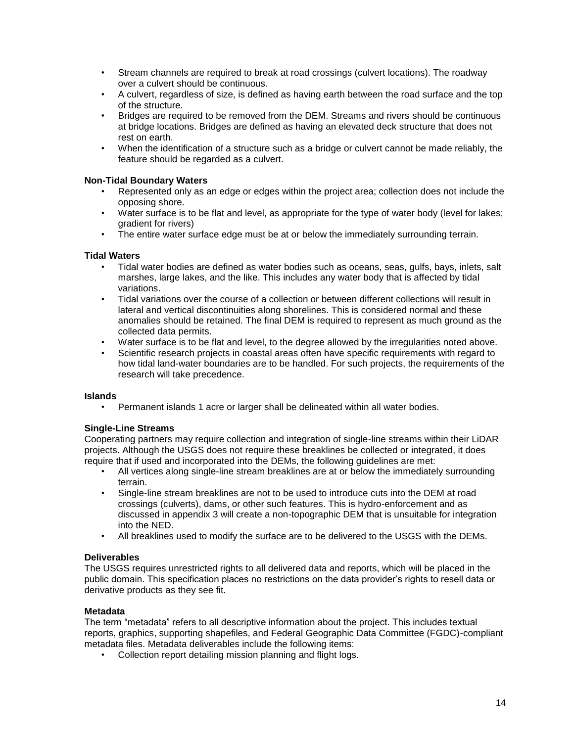- Stream channels are required to break at road crossings (culvert locations). The roadway over a culvert should be continuous.
- A culvert, regardless of size, is defined as having earth between the road surface and the top of the structure.
- Bridges are required to be removed from the DEM. Streams and rivers should be continuous at bridge locations. Bridges are defined as having an elevated deck structure that does not rest on earth.
- When the identification of a structure such as a bridge or culvert cannot be made reliably, the feature should be regarded as a culvert.

**Non-Tidal Boundary Waters**

- Represented only as an edge or edges within the project area; collection does not include the opposing shore.
- Water surface is to be flat and level, as appropriate for the type of water body (level for lakes; gradient for rivers)
- The entire water surface edge must be at or below the immediately surrounding terrain.

**Tidal Waters**

- Tidal water bodies are defined as water bodies such as oceans, seas, gulfs, bays, inlets, salt marshes, large lakes, and the like. This includes any water body that is affected by tidal variations.
- Tidal variations over the course of a collection or between different collections will result in lateral and vertical discontinuities along shorelines. This is considered normal and these anomalies should be retained. The final DEM is required to represent as much ground as the collected data permits.
- Water surface is to be flat and level, to the degree allowed by the irregularities noted above.
- Scientific research projects in coastal areas often have specific requirements with regard to how tidal land-water boundaries are to be handled. For such projects, the requirements of the research will take precedence.

**Islands**

- Permanent islands 1 acre or larger shall be delineated within all water bodies.

**Single-Line Streams**

Cooperating partners may require collection and integration of single-line streams within their LiDAR projects. Although the USGS does not require these breaklines be collected or integrated, it does require that if used and incorporated into the DEMs, the following guidelines are met:

- All vertices along single-line stream breaklines are at or below the immediately surrounding terrain.
- Single-line stream breaklines are not to be used to introduce cuts into the DEM at road crossings (culverts), dams, or other such features. This is hydro-enforcement and as discussed in appendix 3 will create a non-topographic DEM that is unsuitable for integration into the NED.
- All breaklines used to modify the surface are to be delivered to the USGS with the DEMs.

**Deliverables**

The USGS requires unrestricted rights to all delivered data and reports, which will be placed in the public domain. This specification places no restrictions on the data provider's rights to resell data or derivative products as they see fit.

**Metadata**

The term "metadata" refers to all descriptive information about the project. This includes textual reports, graphics, supporting shapefiles, and Federal Geographic Data Committee (FGDC)-compliant metadata files. Metadata deliverables include the following items:

- Collection report detailing mission planning and flight logs.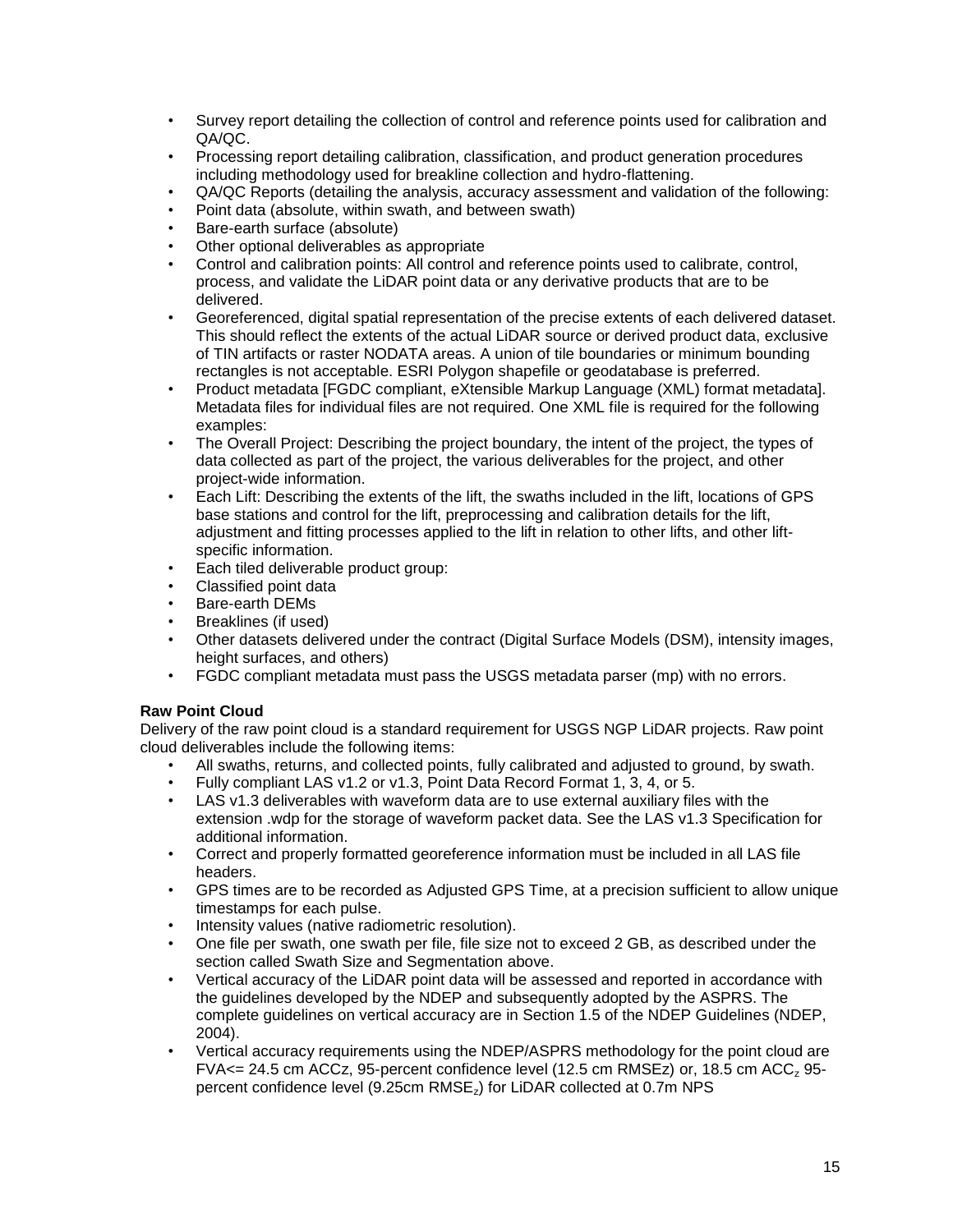- Survey report detailing the collection of control and reference points used for calibration and QA/QC.
- Processing report detailing calibration, classification, and product generation procedures including methodology used for breakline collection and hydro-flattening.
- QA/QC Reports (detailing the analysis, accuracy assessment and validation of the following:
- Point data (absolute, within swath, and between swath)
- Bare-earth surface (absolute)
- Other optional deliverables as appropriate
- Control and calibration points: All control and reference points used to calibrate, control, process, and validate the LiDAR point data or any derivative products that are to be delivered.
- Georeferenced, digital spatial representation of the precise extents of each delivered dataset. This should reflect the extents of the actual LiDAR source or derived product data, exclusive of TIN artifacts or raster NODATA areas. A union of tile boundaries or minimum bounding rectangles is not acceptable. ESRI Polygon shapefile or geodatabase is preferred.
- Product metadata [FGDC compliant, eXtensible Markup Language (XML) format metadata]. Metadata files for individual files are not required. One XML file is required for the following examples:
- The Overall Project: Describing the project boundary, the intent of the project, the types of data collected as part of the project, the various deliverables for the project, and other project-wide information.
- Each Lift: Describing the extents of the lift, the swaths included in the lift, locations of GPS base stations and control for the lift, preprocessing and calibration details for the lift, adjustment and fitting processes applied to the lift in relation to other lifts, and other lift-specific information.
- Each tiled deliverable product group:
- Classified point data
- Bare-earth DEMs
- Breaklines (if used)
- Other datasets delivered under the contract (Digital Surface Models (DSM), intensity images, height surfaces, and others)
- FGDC compliant metadata must pass the USGS metadata parser (mp) with no errors.

**Raw Point Cloud**

Delivery of the raw point cloud is a standard requirement for USGS NGP LiDAR projects. Raw point cloud deliverables include the following items:

- All swaths, returns, and collected points, fully calibrated and adjusted to ground, by swath.
- Fully compliant LAS v1.2 or v1.3, Point Data Record Format 1, 3, 4, or 5.
- LAS v1.3 deliverables with waveform data are to use external auxiliary files with the extension .wdp for the storage of waveform packet data. See the LAS v1.3 Specification for additional information.
- Correct and properly formatted georeference information must be included in all LAS file headers.
- GPS times are to be recorded as Adjusted GPS Time, at a precision sufficient to allow unique timestamps for each pulse.
- Intensity values (native radiometric resolution).
- One file per swath, one swath per file, file size not to exceed 2 GB, as described under the section called Swath Size and Segmentation above.
- Vertical accuracy of the LiDAR point data will be assessed and reported in accordance with the guidelines developed by the NDEP and subsequently adopted by the ASPRS. The complete guidelines on vertical accuracy are in Section 1.5 of the NDEP Guidelines (NDEP, 2004).
- Vertical accuracy requirements using the NDEP/ASPRS methodology for the point cloud are FVA<= 24.5 cm ACCz, 95-percent confidence level (12.5 cm RMSEz) or, 18.5 cm $ACC_z$ 95-percent confidence level (9.25cm $RMSE_z$) for LiDAR collected at 0.7m NPS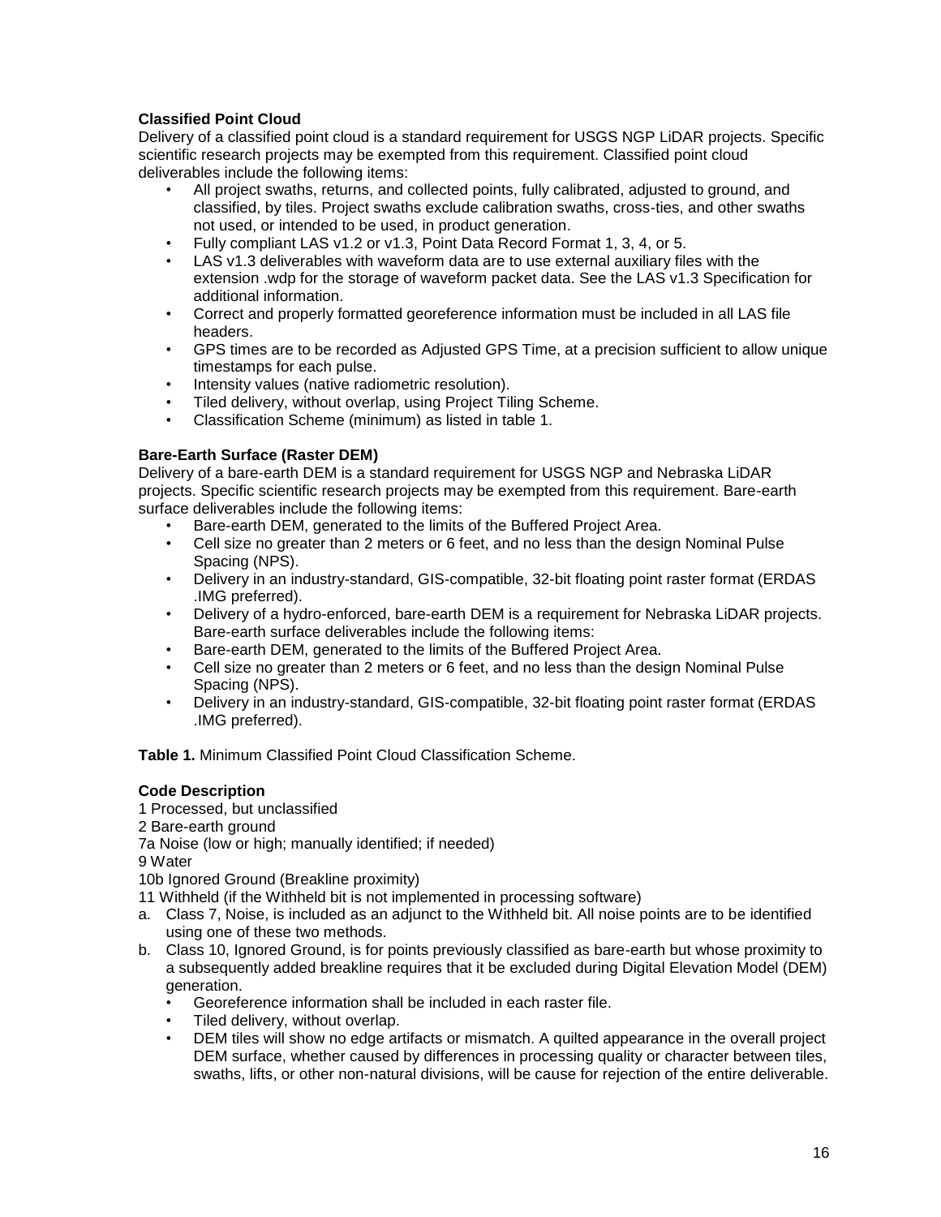**Classified Point Cloud**

Delivery of a classified point cloud is a standard requirement for USGS NGP LiDAR projects. Specific scientific research projects may be exempted from this requirement. Classified point cloud deliverables include the following items:

- All project swaths, returns, and collected points, fully calibrated, adjusted to ground, and classified, by tiles. Project swaths exclude calibration swaths, cross-ties, and other swaths not used, or intended to be used, in product generation.
- Fully compliant LAS v1.2 or v1.3, Point Data Record Format 1, 3, 4, or 5.
- LAS v1.3 deliverables with waveform data are to use external auxiliary files with the extension .wdp for the storage of waveform packet data. See the LAS v1.3 Specification for additional information.
- Correct and properly formatted georeference information must be included in all LAS file headers.
- GPS times are to be recorded as Adjusted GPS Time, at a precision sufficient to allow unique timestamps for each pulse.
- Intensity values (native radiometric resolution).
- Tiled delivery, without overlap, using Project Tiling Scheme.
- Classification Scheme (minimum) as listed in table 1.

**Bare-Earth Surface (Raster DEM)**

Delivery of a bare-earth DEM is a standard requirement for USGS NGP and Nebraska LiDAR projects. Specific scientific research projects may be exempted from this requirement. Bare-earth surface deliverables include the following items:

- Bare-earth DEM, generated to the limits of the Buffered Project Area.
- Cell size no greater than 2 meters or 6 feet, and no less than the design Nominal Pulse Spacing (NPS).
- Delivery in an industry-standard, GIS-compatible, 32-bit floating point raster format (ERDAS .IMG preferred).
- Delivery of a hydro-enforced, bare-earth DEM is a requirement for Nebraska LiDAR projects. Bare-earth surface deliverables include the following items:
- Bare-earth DEM, generated to the limits of the Buffered Project Area.
- Cell size no greater than 2 meters or 6 feet, and no less than the design Nominal Pulse Spacing (NPS).
- Delivery in an industry-standard, GIS-compatible, 32-bit floating point raster format (ERDAS .IMG preferred).

**Table 1.** Minimum Classified Point Cloud Classification Scheme.

| Code | Description |
|---|---|
| 1 | Processed, but unclassified |
| 2 | Bare-earth ground |
| 7a | Noise (low or high; manually identified; if needed) |
| 9 | Water |
| 10b | Ignored Ground (Breakline proximity) |
| 11 | Withheld (if the Withheld bit is not implemented in processing software) |

a. Class 7, Noise, is included as an adjunct to the Withheld bit. All noise points are to be identified using one of these two methods.

b. Class 10, Ignored Ground, is for points previously classified as bare-earth but whose proximity to a subsequently added breakline requires that it be excluded during Digital Elevation Model (DEM) generation.

- Georeference information shall be included in each raster file.
- Tiled delivery, without overlap.
- DEM tiles will show no edge artifacts or mismatch. A quilted appearance in the overall project DEM surface, whether caused by differences in processing quality or character between tiles, swaths, lifts, or other non-natural divisions, will be cause for rejection of the entire deliverable.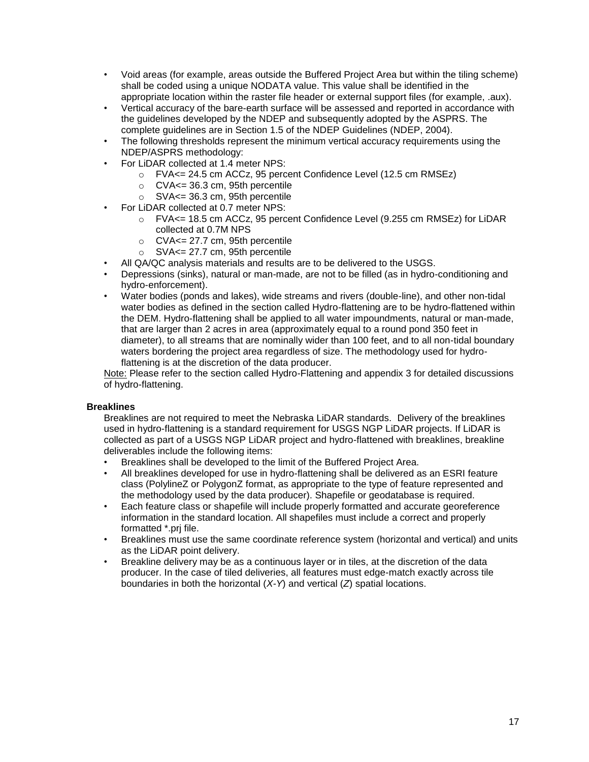- Void areas (for example, areas outside the Buffered Project Area but within the tiling scheme) shall be coded using a unique NODATA value. This value shall be identified in the appropriate location within the raster file header or external support files (for example, .aux).
- Vertical accuracy of the bare-earth surface will be assessed and reported in accordance with the guidelines developed by the NDEP and subsequently adopted by the ASPRS. The complete guidelines are in Section 1.5 of the NDEP Guidelines (NDEP, 2004).
- The following thresholds represent the minimum vertical accuracy requirements using the NDEP/ASPRS methodology:
- For LiDAR collected at 1.4 meter NPS:
  - FVA<= 24.5 cm ACCz, 95 percent Confidence Level (12.5 cm RMSEz)
  - CVA<= 36.3 cm, 95th percentile
  - SVA<= 36.3 cm, 95th percentile
- For LiDAR collected at 0.7 meter NPS:
  - FVA<= 18.5 cm ACCz, 95 percent Confidence Level (9.255 cm RMSEz) for LiDAR collected at 0.7M NPS
  - CVA<= 27.7 cm, 95th percentile
  - SVA<= 27.7 cm, 95th percentile
- All QA/QC analysis materials and results are to be delivered to the USGS.
- Depressions (sinks), natural or man-made, are not to be filled (as in hydro-conditioning and hydro-enforcement).
- Water bodies (ponds and lakes), wide streams and rivers (double-line), and other non-tidal water bodies as defined in the section called Hydro-flattening are to be hydro-flattened within the DEM. Hydro-flattening shall be applied to all water impoundments, natural or man-made, that are larger than 2 acres in area (approximately equal to a round pond 350 feet in diameter), to all streams that are nominally wider than 100 feet, and to all non-tidal boundary waters bordering the project area regardless of size. The methodology used for hydro-flattening is at the discretion of the data producer.

Note: Please refer to the section called Hydro-Flattening and appendix 3 for detailed discussions of hydro-flattening.

**Breaklines**

Breaklines are not required to meet the Nebraska LiDAR standards. Delivery of the breaklines used in hydro-flattening is a standard requirement for USGS NGP LiDAR projects. If LiDAR is collected as part of a USGS NGP LiDAR project and hydro-flattened with breaklines, breakline deliverables include the following items:

- Breaklines shall be developed to the limit of the Buffered Project Area.
- All breaklines developed for use in hydro-flattening shall be delivered as an ESRI feature class (PolylineZ or PolygonZ format, as appropriate to the type of feature represented and the methodology used by the data producer). Shapefile or geodatabase is required.
- Each feature class or shapefile will include properly formatted and accurate georeference information in the standard location. All shapefiles must include a correct and properly formatted *.prj file.
- Breaklines must use the same coordinate reference system (horizontal and vertical) and units as the LiDAR point delivery.
- Breakline delivery may be as a continuous layer or in tiles, at the discretion of the data producer. In the case of tiled deliveries, all features must edge-match exactly across tile boundaries in both the horizontal (*X-Y*) and vertical (*Z*) spatial locations.